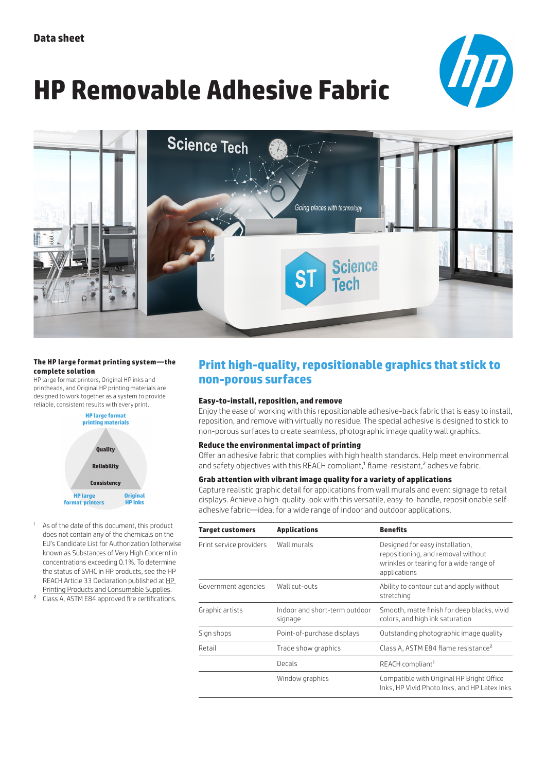Data sheet

# HP Removable Adhesive Fabric

**The HP large format printing system—the complete solution**

HP large format printers, Original HP inks and printheads, and Original HP printing materials are designed to work together as a system to provide reliable, consistent results with every print.

HP large format printing materials

Quality

Reliability

Consistency

HP large format printers

Original HP inks

[1] As of the date of this document, this product does not contain any of the chemicals on the EU's Candidate List for Authorization (otherwise known as Substances of Very High Concern) in concentrations exceeding 0.1%. To determine the status of SVHC in HP products, see the HP REACH Article 33 Declaration published at HP Printing Products and Consumable Supplies.

[2] Class A, ASTM E84 approved fire certifications.

## Print high-quality, repositionable graphics that stick to non-porous surfaces

### Easy-to-install, reposition, and remove

Enjoy the ease of working with this repositionable adhesive-back fabric that is easy to install, reposition, and remove with virtually no residue. The special adhesive is designed to stick to non-porous surfaces to create seamless, photographic image quality wall graphics.

### Reduce the environmental impact of printing

Offer an adhesive fabric that complies with high health standards. Help meet environmental and safety objectives with this REACH compliant,[1] flame-resistant,[2] adhesive fabric.

### Grab attention with vibrant image quality for a variety of applications

Capture realistic graphic detail for applications from wall murals and event signage to retail displays. Achieve a high-quality look with this versatile, easy-to-handle, repositionable self-adhesive fabric—ideal for a wide range of indoor and outdoor applications.

| Target customers | Applications | Benefits |
|---|---|---|
| Print service providers | Wall murals | Designed for easy installation, repositioning, and removal without wrinkles or tearing for a wide range of applications |
| Government agencies | Wall cut-outs | Ability to contour cut and apply without stretching |
| Graphic artists | Indoor and short-term outdoor signage | Smooth, matte finish for deep blacks, vivid colors, and high ink saturation |
| Sign shops | Point-of-purchase displays | Outstanding photographic image quality |
| Retail | Trade show graphics | Class A, ASTM E84 flame resistance[2] |
| | Decals | REACH compliant[1] |
| | Window graphics | Compatible with Original HP Bright Office Inks, HP Vivid Photo Inks, and HP Latex Inks |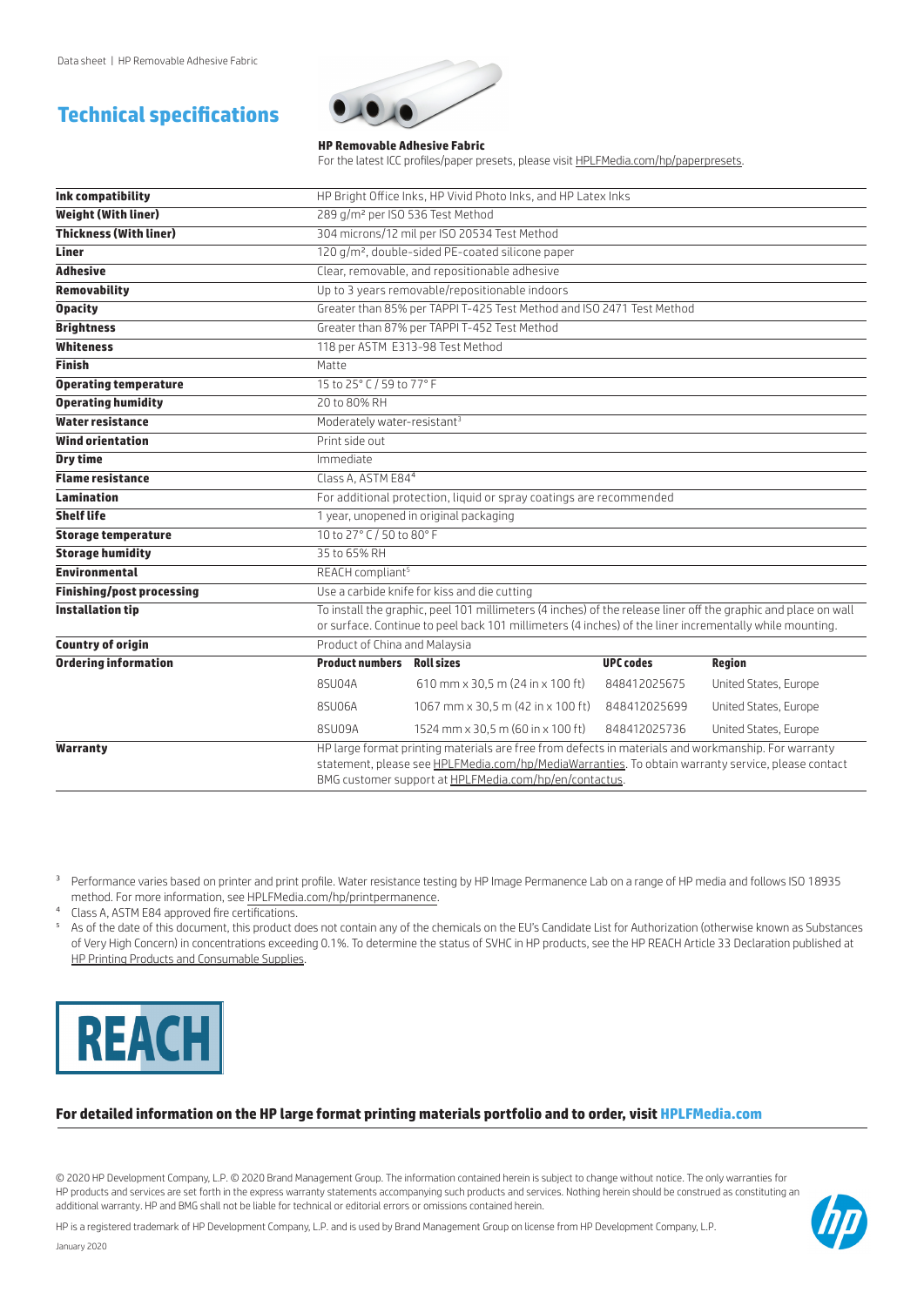# Technical specifications

**HP Removable Adhesive Fabric**

For the latest ICC profiles/paper presets, please visit HPLFMedia.com/hp/paperpresets.

| | | | | |
|---|---|---|---|---|
| **Ink compatibility** | HP Bright Office Inks, HP Vivid Photo Inks, and HP Latex Inks | | | |
| **Weight (With liner)** | 289 g/m² per ISO 536 Test Method | | | |
| **Thickness (With liner)** | 304 microns/12 mil per ISO 20534 Test Method | | | |
| **Liner** | 120 g/m², double-sided PE-coated silicone paper | | | |
| **Adhesive** | Clear, removable, and repositionable adhesive | | | |
| **Removability** | Up to 3 years removable/repositionable indoors | | | |
| **Opacity** | Greater than 85% per TAPPI T-425 Test Method and ISO 2471 Test Method | | | |
| **Brightness** | Greater than 87% per TAPPI T-452 Test Method | | | |
| **Whiteness** | 118 per ASTM E313-98 Test Method | | | |
| **Finish** | Matte | | | |
| **Operating temperature** | 15 to 25° C / 59 to 77° F | | | |
| **Operating humidity** | 20 to 80% RH | | | |
| **Water resistance** | Moderately water-resistant[3] | | | |
| **Wind orientation** | Print side out | | | |
| **Dry time** | Immediate | | | |
| **Flame resistance** | Class A, ASTM E84[4] | | | |
| **Lamination** | For additional protection, liquid or spray coatings are recommended | | | |
| **Shelf life** | 1 year, unopened in original packaging | | | |
| **Storage temperature** | 10 to 27° C / 50 to 80° F | | | |
| **Storage humidity** | 35 to 65% RH | | | |
| **Environmental** | REACH compliant[5] | | | |
| **Finishing/post processing** | Use a carbide knife for kiss and die cutting | | | |
| **Installation tip** | To install the graphic, peel 101 millimeters (4 inches) of the release liner off the graphic and place on wall or surface. Continue to peel back 101 millimeters (4 inches) of the liner incrementally while mounting. | | | |
| **Country of origin** | Product of China and Malaysia | | | |
| **Ordering information** | **Product numbers** | **Roll sizes** | **UPC codes** | **Region** |
| | 8SU04A | 610 mm x 30,5 m (24 in x 100 ft) | 848412025675 | United States, Europe |
| | 8SU06A | 1067 mm x 30,5 m (42 in x 100 ft) | 848412025699 | United States, Europe |
| | 8SU09A | 1524 mm x 30,5 m (60 in x 100 ft) | 848412025736 | United States, Europe |
| **Warranty** | HP large format printing materials are free from defects in materials and workmanship. For warranty statement, please see HPLFMedia.com/hp/MediaWarranties. To obtain warranty service, please contact BMG customer support at HPLFMedia.com/hp/en/contactus. | | | |

[3] Performance varies based on printer and print profile. Water resistance testing by HP Image Permanence Lab on a range of HP media and follows ISO 18935 method. For more information, see HPLFMedia.com/hp/printpermanence.

[4] Class A, ASTM E84 approved fire certifications.

[5] As of the date of this document, this product does not contain any of the chemicals on the EU's Candidate List for Authorization (otherwise known as Substances of Very High Concern) in concentrations exceeding 0.1%. To determine the status of SVHC in HP products, see the HP REACH Article 33 Declaration published at HP Printing Products and Consumable Supplies.

REACH

**For detailed information on the HP large format printing materials portfolio and to order, visit HPLFMedia.com**

© 2020 HP Development Company, L.P. © 2020 Brand Management Group. The information contained herein is subject to change without notice. The only warranties for HP products and services are set forth in the express warranty statements accompanying such products and services. Nothing herein should be construed as constituting an additional warranty. HP and BMG shall not be liable for technical or editorial errors or omissions contained herein.

HP is a registered trademark of HP Development Company, L.P. and is used by Brand Management Group on license from HP Development Company, L.P.

January 2020